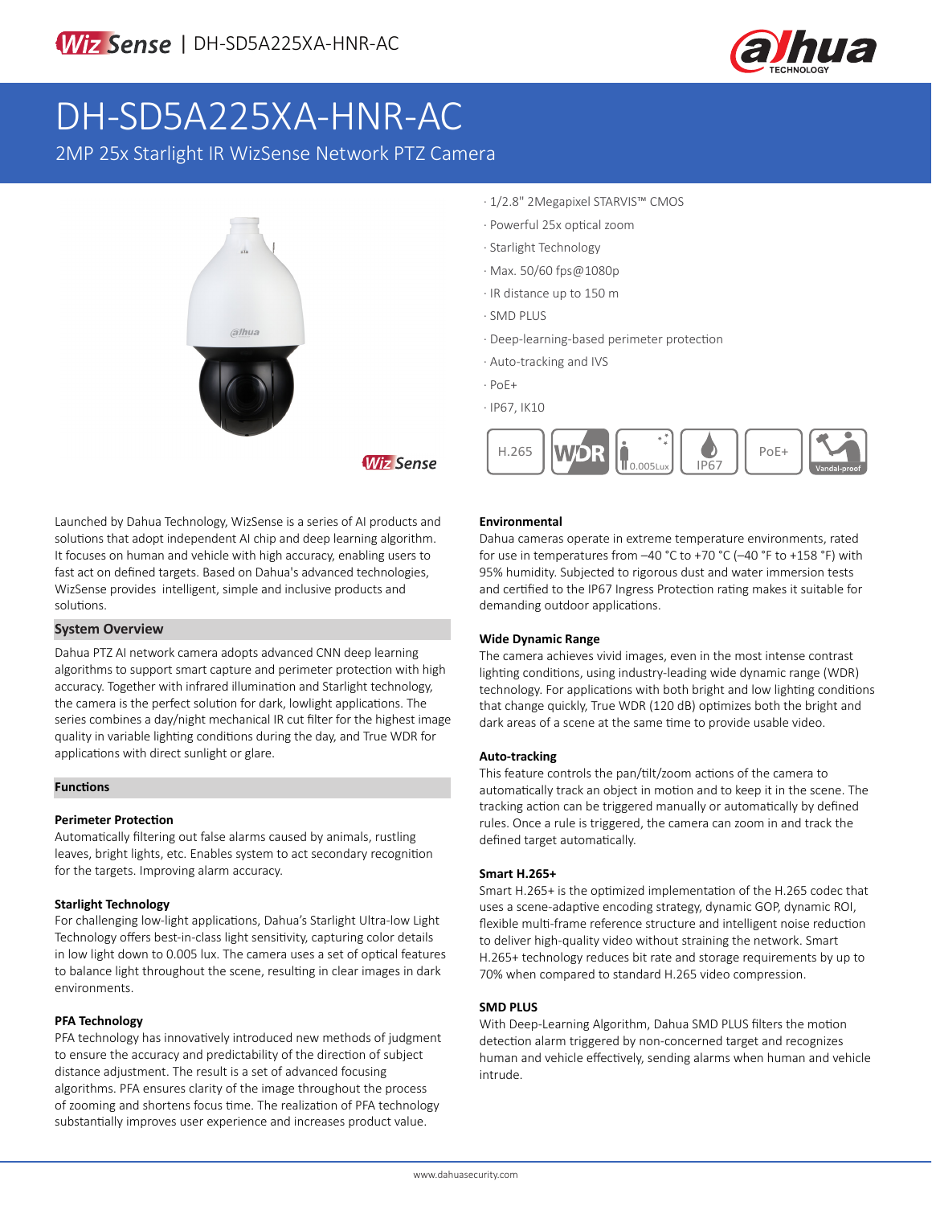# DH-SD5A225XA-HNR-AC

2MP 25x Starlight IR WizSense Network PTZ Camera

- 1/2.8" 2Megapixel STARVIS™ CMOS
- Powerful 25x optical zoom
- Starlight Technology
- Max. 50/60 fps@1080p
- IR distance up to 150 m
- SMD PLUS
- Deep-learning-based perimeter protection
- Auto-tracking and IVS
- PoE+
- IP67, IK10

Launched by Dahua Technology, WizSense is a series of AI products and solutions that adopt independent AI chip and deep learning algorithm. It focuses on human and vehicle with high accuracy, enabling users to fast act on defined targets. Based on Dahua's advanced technologies, WizSense provides intelligent, simple and inclusive products and solutions.

## System Overview

Dahua PTZ AI network camera adopts advanced CNN deep learning algorithms to support smart capture and perimeter protection with high accuracy. Together with infrared illumination and Starlight technology, the camera is the perfect solution for dark, lowlight applications. The series combines a day/night mechanical IR cut filter for the highest image quality in variable lighting conditions during the day, and True WDR for applications with direct sunlight or glare.

## Functions

### Perimeter Protection

Automatically filtering out false alarms caused by animals, rustling leaves, bright lights, etc. Enables system to act secondary recognition for the targets. Improving alarm accuracy.

### Starlight Technology

For challenging low-light applications, Dahua's Starlight Ultra-low Light Technology offers best-in-class light sensitivity, capturing color details in low light down to 0.005 lux. The camera uses a set of optical features to balance light throughout the scene, resulting in clear images in dark environments.

### PFA Technology

PFA technology has innovatively introduced new methods of judgment to ensure the accuracy and predictability of the direction of subject distance adjustment. The result is a set of advanced focusing algorithms. PFA ensures clarity of the image throughout the process of zooming and shortens focus time. The realization of PFA technology substantially improves user experience and increases product value.

### Environmental

Dahua cameras operate in extreme temperature environments, rated for use in temperatures from –40 °C to +70 °C (–40 °F to +158 °F) with 95% humidity. Subjected to rigorous dust and water immersion tests and certified to the IP67 Ingress Protection rating makes it suitable for demanding outdoor applications.

### Wide Dynamic Range

The camera achieves vivid images, even in the most intense contrast lighting conditions, using industry-leading wide dynamic range (WDR) technology. For applications with both bright and low lighting conditions that change quickly, True WDR (120 dB) optimizes both the bright and dark areas of a scene at the same time to provide usable video.

### Auto-tracking

This feature controls the pan/tilt/zoom actions of the camera to automatically track an object in motion and to keep it in the scene. The tracking action can be triggered manually or automatically by defined rules. Once a rule is triggered, the camera can zoom in and track the defined target automatically.

### Smart H.265+

Smart H.265+ is the optimized implementation of the H.265 codec that uses a scene-adaptive encoding strategy, dynamic GOP, dynamic ROI, flexible multi-frame reference structure and intelligent noise reduction to deliver high-quality video without straining the network. Smart H.265+ technology reduces bit rate and storage requirements by up to 70% when compared to standard H.265 video compression.

### SMD PLUS

With Deep-Learning Algorithm, Dahua SMD PLUS filters the motion detection alarm triggered by non-concerned target and recognizes human and vehicle effectively, sending alarms when human and vehicle intrude.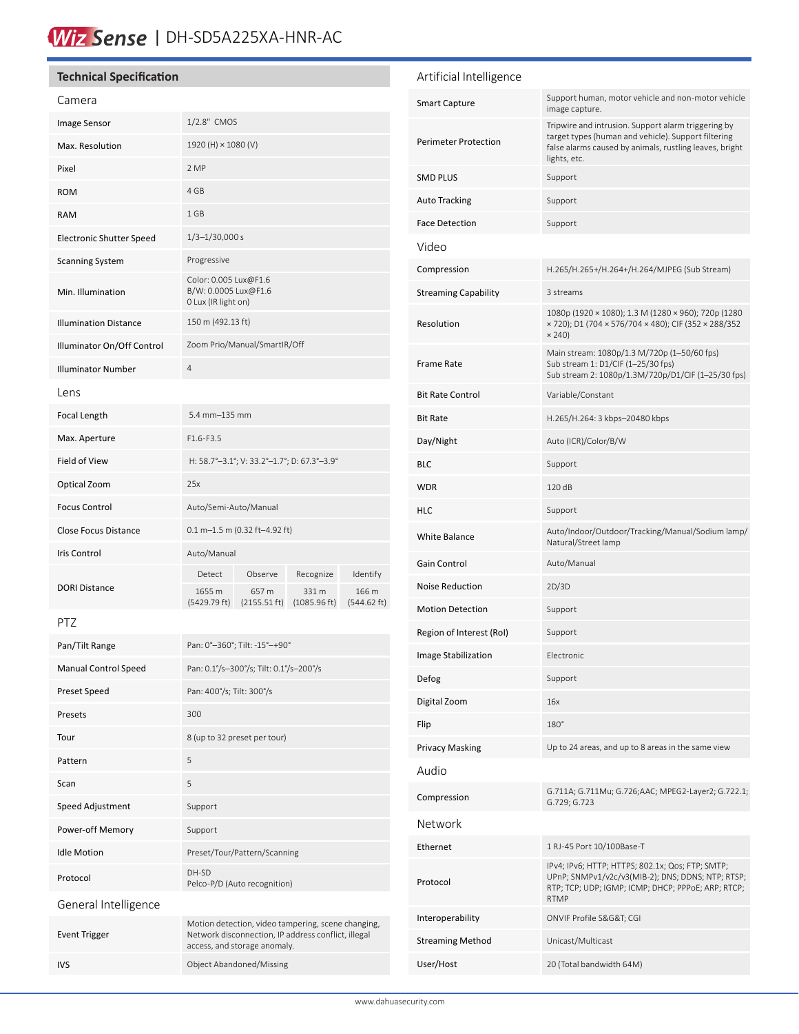# WizSense | DH-SD5A225XA-HNR-AC

## Technical Specification

### Camera

| | |
|---|---|
| Image Sensor | 1/2.8" CMOS |
| Max. Resolution | 1920 (H) × 1080 (V) |
| Pixel | 2 MP |
| ROM | 4 GB |
| RAM | 1 GB |
| Electronic Shutter Speed | 1/3–1/30,000 s |
| Scanning System | Progressive |
| Min. Illumination | Color: 0.005 Lux@F1.6<br>B/W: 0.0005 Lux@F1.6<br>0 Lux (IR light on) |
| Illumination Distance | 150 m (492.13 ft) |
| Illuminator On/Off Control | Zoom Prio/Manual/SmartIR/Off |
| Illuminator Number | 4 |

### Lens

| | | | | |
|---|---|---|---|---|
| Focal Length | 5.4 mm–135 mm | | | |
| Max. Aperture | F1.6-F3.5 | | | |
| Field of View | H: 58.7°–3.1°; V: 33.2°–1.7°; D: 67.3°–3.9° | | | |
| Optical Zoom | 25x | | | |
| Focus Control | Auto/Semi-Auto/Manual | | | |
| Close Focus Distance | 0.1 m–1.5 m (0.32 ft–4.92 ft) | | | |
| Iris Control | Auto/Manual | | | |
| DORI Distance | Detect | Observe | Recognize | Identify |
| | 1655 m (5429.79 ft) | 657 m (2155.51 ft) | 331 m (1085.96 ft) | 166 m (544.62 ft) |

### PTZ

| | |
|---|---|
| Pan/Tilt Range | Pan: 0°–360°; Tilt: -15°–+90° |
| Manual Control Speed | Pan: 0.1°/s–300°/s; Tilt: 0.1°/s–200°/s |
| Preset Speed | Pan: 400°/s; Tilt: 300°/s |
| Presets | 300 |
| Tour | 8 (up to 32 preset per tour) |
| Pattern | 5 |
| Scan | 5 |
| Speed Adjustment | Support |
| Power-off Memory | Support |
| Idle Motion | Preset/Tour/Pattern/Scanning |
| Protocol | DH-SD<br>Pelco-P/D (Auto recognition) |

### General Intelligence

| | |
|---|---|
| Event Trigger | Motion detection, video tampering, scene changing, Network disconnection, IP address conflict, illegal access, and storage anomaly. |
| IVS | Object Abandoned/Missing |

### Artificial Intelligence

| | |
|---|---|
| Smart Capture | Support human, motor vehicle and non-motor vehicle image capture. |
| Perimeter Protection | Tripwire and intrusion. Support alarm triggering by target types (human and vehicle). Support filtering false alarms caused by animals, rustling leaves, bright lights, etc. |
| SMD PLUS | Support |
| Auto Tracking | Support |
| Face Detection | Support |

### Video

| | |
|---|---|
| Compression | H.265/H.265+/H.264+/H.264/MJPEG (Sub Stream) |
| Streaming Capability | 3 streams |
| Resolution | 1080p (1920 × 1080); 1.3 M (1280 × 960); 720p (1280 × 720); D1 (704 × 576/704 × 480); CIF (352 × 288/352 × 240) |
| Frame Rate | Main stream: 1080p/1.3 M/720p (1–50/60 fps)<br>Sub stream 1: D1/CIF (1–25/30 fps)<br>Sub stream 2: 1080p/1.3M/720p/D1/CIF (1–25/30 fps) |
| Bit Rate Control | Variable/Constant |
| Bit Rate | H.265/H.264: 3 kbps–20480 kbps |
| Day/Night | Auto (ICR)/Color/B/W |
| BLC | Support |
| WDR | 120 dB |
| HLC | Support |
| White Balance | Auto/Indoor/Outdoor/Tracking/Manual/Sodium lamp/ Natural/Street lamp |
| Gain Control | Auto/Manual |
| Noise Reduction | 2D/3D |
| Motion Detection | Support |
| Region of Interest (RoI) | Support |
| Image Stabilization | Electronic |
| Defog | Support |
| Digital Zoom | 16x |
| Flip | 180° |
| Privacy Masking | Up to 24 areas, and up to 8 areas in the same view |

### Audio

| | |
|---|---|
| Compression | G.711A; G.711Mu; G.726;AAC; MPEG2-Layer2; G.722.1; G.729; G.723 |

### Network

| | |
|---|---|
| Ethernet | 1 RJ-45 Port 10/100Base-T |
| Protocol | IPv4; IPv6; HTTP; HTTPS; 802.1x; Qos; FTP; SMTP; UPnP; SNMPv1/v2c/v3(MIB-2); DNS; DDNS; NTP; RTSP; RTP; TCP; UDP; IGMP; ICMP; DHCP; PPPoE; ARP; RTCP; RTMP |
| Interoperability | ONVIF Profile S&G&T; CGI |
| Streaming Method | Unicast/Multicast |
| User/Host | 20 (Total bandwidth 64M) |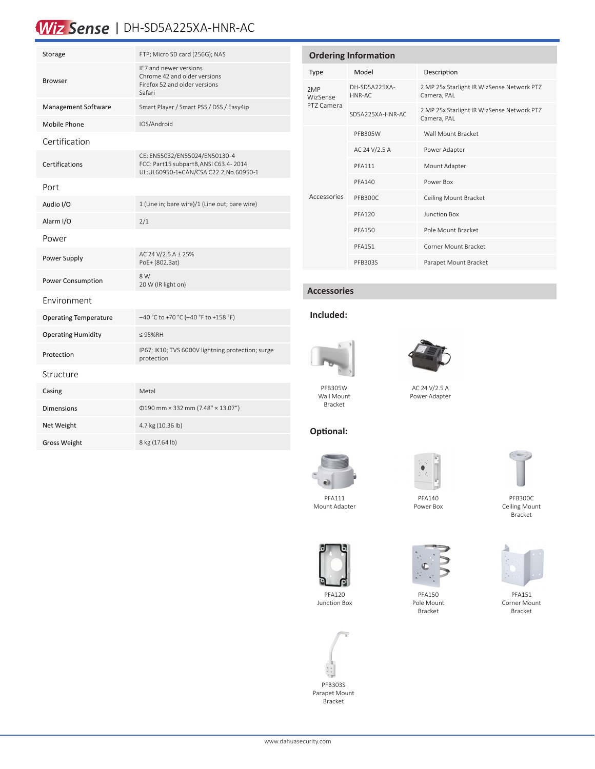# WizSense | DH-SD5A225XA-HNR-AC

| | |
|---|---|
| Storage | FTP; Micro SD card (256G); NAS |
| Browser | IE7 and newer versions<br>Chrome 42 and older versions<br>Firefox 52 and older versions<br>Safari |
| Management Software | Smart Player / Smart PSS / DSS / Easy4ip |
| Mobile Phone | IOS/Android |

## Certification

| | |
|---|---|
| Certifications | CE: EN55032/EN55024/EN50130-4<br>FCC: Part15 subpartB,ANSI C63.4- 2014<br>UL:UL60950-1+CAN/CSA C22.2,No.60950-1 |

## Port

| | |
|---|---|
| Audio I/O | 1 (Line in; bare wire)/1 (Line out; bare wire) |
| Alarm I/O | 2/1 |

## Power

| | |
|---|---|
| Power Supply | AC 24 V/2.5 A ± 25%<br>PoE+ (802.3at) |
| Power Consumption | 8 W<br>20 W (IR light on) |

## Environment

| | |
|---|---|
| Operating Temperature | –40 °C to +70 °C (–40 °F to +158 °F) |
| Operating Humidity | ≤ 95%RH |
| Protection | IP67; IK10; TVS 6000V lightning protection; surge protection |

## Structure

| | |
|---|---|
| Casing | Metal |
| Dimensions | Φ190 mm × 332 mm (7.48" × 13.07") |
| Net Weight | 4.7 kg (10.36 lb) |
| Gross Weight | 8 kg (17.64 lb) |

## Ordering Information

| Type | Model | Description |
|---|---|---|
| 2MP WizSense PTZ Camera | DH-SD5A225XA-HNR-AC | 2 MP 25x Starlight IR WizSense Network PTZ Camera, PAL |
| | SD5A225XA-HNR-AC | 2 MP 25x Starlight IR WizSense Network PTZ Camera, PAL |
| Accessories | PFB305W | Wall Mount Bracket |
| | AC 24 V/2.5 A | Power Adapter |
| | PFA111 | Mount Adapter |
| | PFA140 | Power Box |
| | PFB300C | Ceiling Mount Bracket |
| | PFA120 | Junction Box |
| | PFA150 | Pole Mount Bracket |
| | PFA151 | Corner Mount Bracket |
| | PFB303S | Parapet Mount Bracket |

## Accessories

### Included:

PFB305W Wall Mount Bracket

AC 24 V/2.5 A Power Adapter

### Optional:

PFA111 Mount Adapter

PFA140 Power Box

PFB300C Ceiling Mount Bracket

PFA120 Junction Box

PFA150 Pole Mount Bracket

PFA151 Corner Mount Bracket

PFB303S Parapet Mount Bracket

www.dahuasecurity.com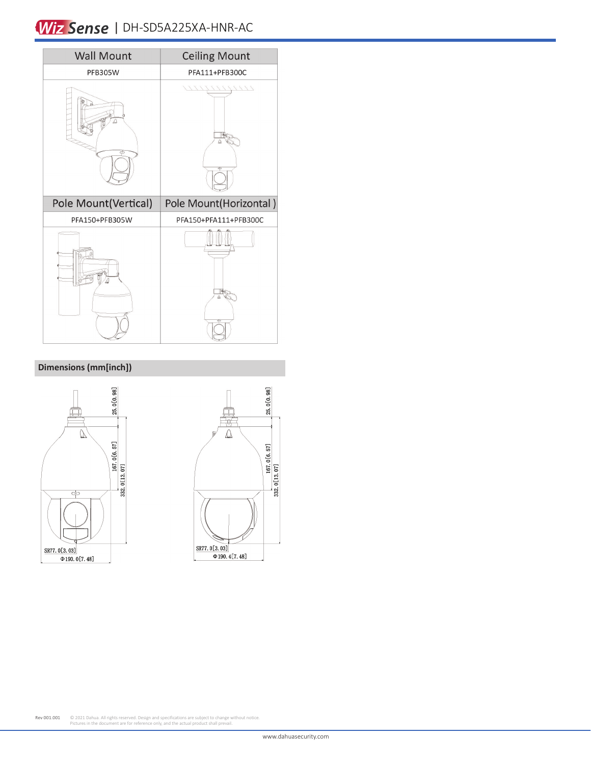| Wall Mount | Ceiling Mount |
| --- | --- |
| PFB305W | PFA111+PFB300C |
| | |
| **Pole Mount(Vertical)** | **Pole Mount(Horizontal )** |
| PFA150+PFB305W | PFA150+PFA111+PFB300C |
| | |

## Dimensions (mm[inch])

25.0[0.98]

167.0[6.57]

332.0[13.07]

SR77.0[3.03]

Φ190.0[7.48]

25.0[0.98]

167.0[6.57]

332.0[13.07]

SR77.0[3.03]

Φ190.4[7.48]

Rev 001.001

© 2021 Dahua. All rights reserved. Design and specifications are subject to change without notice.
Pictures in the document are for reference only, and the actual product shall prevail.